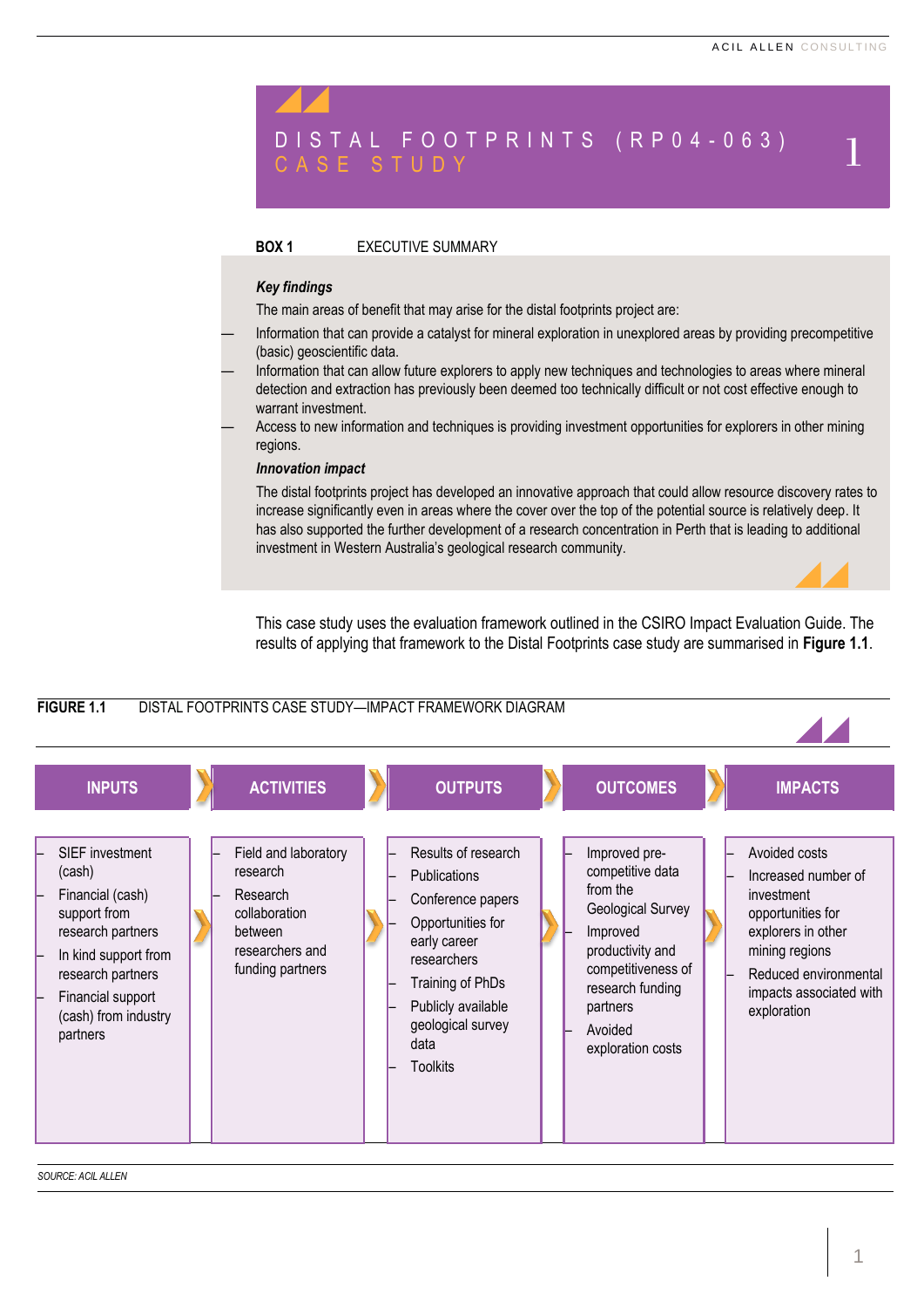# DISTAL FOOTPRINTS (RP04-063) CASE STUDY

**BOX 1** EXECUTIVE SUMMARY

***Key findings***

The main areas of benefit that may arise for the distal footprints project are:

- Information that can provide a catalyst for mineral exploration in unexplored areas by providing precompetitive (basic) geoscientific data.
- Information that can allow future explorers to apply new techniques and technologies to areas where mineral detection and extraction has previously been deemed too technically difficult or not cost effective enough to warrant investment.
- Access to new information and techniques is providing investment opportunities for explorers in other mining regions.

***Innovation impact***

The distal footprints project has developed an innovative approach that could allow resource discovery rates to increase significantly even in areas where the cover over the top of the potential source is relatively deep. It has also supported the further development of a research concentration in Perth that is leading to additional investment in Western Australia's geological research community.

This case study uses the evaluation framework outlined in the CSIRO Impact Evaluation Guide. The results of applying that framework to the Distal Footprints case study are summarised in **Figure 1.1**.

**FIGURE 1.1** DISTAL FOOTPRINTS CASE STUDY—IMPACT FRAMEWORK DIAGRAM

| INPUTS | ACTIVITIES | OUTPUTS | OUTCOMES | IMPACTS |
|---|---|---|---|---|
| – SIEF investment (cash)<br>– Financial (cash) support from research partners<br>– In kind support from research partners<br>– Financial support (cash) from industry partners | – Field and laboratory research<br>– Research collaboration between researchers and funding partners | – Results of research<br>– Publications<br>– Conference papers<br>– Opportunities for early career researchers<br>– Training of PhDs<br>– Publicly available geological survey data<br>– Toolkits | – Improved pre-competitive data from the Geological Survey<br>– Improved productivity and competitiveness of research funding partners<br>– Avoided exploration costs | – Avoided costs<br>– Increased number of investment opportunities for explorers in other mining regions<br>– Reduced environmental impacts associated with exploration |

*SOURCE: ACIL ALLEN*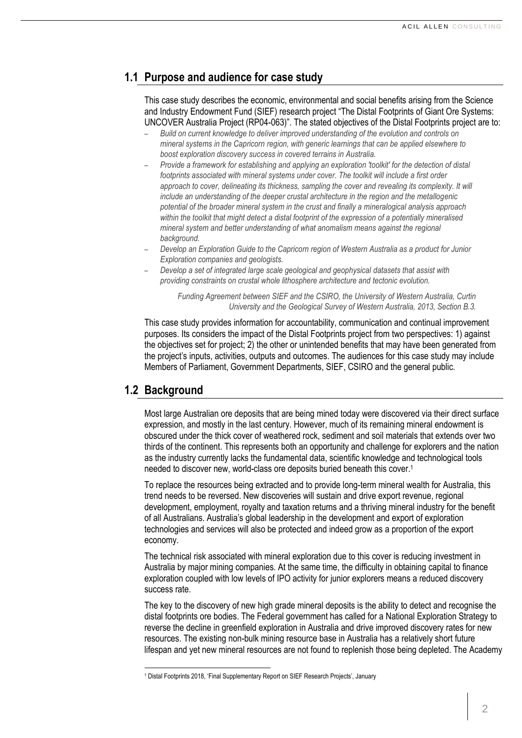## 1.1 Purpose and audience for case study

This case study describes the economic, environmental and social benefits arising from the Science and Industry Endowment Fund (SIEF) research project "The Distal Footprints of Giant Ore Systems: UNCOVER Australia Project (RP04-063)". The stated objectives of the Distal Footprints project are to:

- *Build on current knowledge to deliver improved understanding of the evolution and controls on mineral systems in the Capricorn region, with generic learnings that can be applied elsewhere to boost exploration discovery success in covered terrains in Australia.*
- *Provide a framework for establishing and applying an exploration 'toolkit' for the detection of distal footprints associated with mineral systems under cover. The toolkit will include a first order approach to cover, delineating its thickness, sampling the cover and revealing its complexity. It will include an understanding of the deeper crustal architecture in the region and the metallogenic potential of the broader mineral system in the crust and finally a mineralogical analysis approach within the toolkit that might detect a distal footprint of the expression of a potentially mineralised mineral system and better understanding of what anomalism means against the regional background.*
- *Develop an Exploration Guide to the Capricorn region of Western Australia as a product for Junior Exploration companies and geologists.*
- *Develop a set of integrated large scale geological and geophysical datasets that assist with providing constraints on crustal whole lithosphere architecture and tectonic evolution.*

*Funding Agreement between SIEF and the CSIRO, the University of Western Australia, Curtin University and the Geological Survey of Western Australia, 2013, Section B.3.*

This case study provides information for accountability, communication and continual improvement purposes. Its considers the impact of the Distal Footprints project from two perspectives: 1) against the objectives set for project; 2) the other or unintended benefits that may have been generated from the project's inputs, activities, outputs and outcomes. The audiences for this case study may include Members of Parliament, Government Departments, SIEF, CSIRO and the general public.

## 1.2 Background

Most large Australian ore deposits that are being mined today were discovered via their direct surface expression, and mostly in the last century. However, much of its remaining mineral endowment is obscured under the thick cover of weathered rock, sediment and soil materials that extends over two thirds of the continent. This represents both an opportunity and challenge for explorers and the nation as the industry currently lacks the fundamental data, scientific knowledge and technological tools needed to discover new, world-class ore deposits buried beneath this cover.[1]

To replace the resources being extracted and to provide long-term mineral wealth for Australia, this trend needs to be reversed. New discoveries will sustain and drive export revenue, regional development, employment, royalty and taxation returns and a thriving mineral industry for the benefit of all Australians. Australia's global leadership in the development and export of exploration technologies and services will also be protected and indeed grow as a proportion of the export economy.

The technical risk associated with mineral exploration due to this cover is reducing investment in Australia by major mining companies. At the same time, the difficulty in obtaining capital to finance exploration coupled with low levels of IPO activity for junior explorers means a reduced discovery success rate.

The key to the discovery of new high grade mineral deposits is the ability to detect and recognise the distal footprints ore bodies. The Federal government has called for a National Exploration Strategy to reverse the decline in greenfield exploration in Australia and drive improved discovery rates for new resources. The existing non-bulk mining resource base in Australia has a relatively short future lifespan and yet new mineral resources are not found to replenish those being depleted. The Academy

[1] Distal Footprints 2018, 'Final Supplementary Report on SIEF Research Projects', January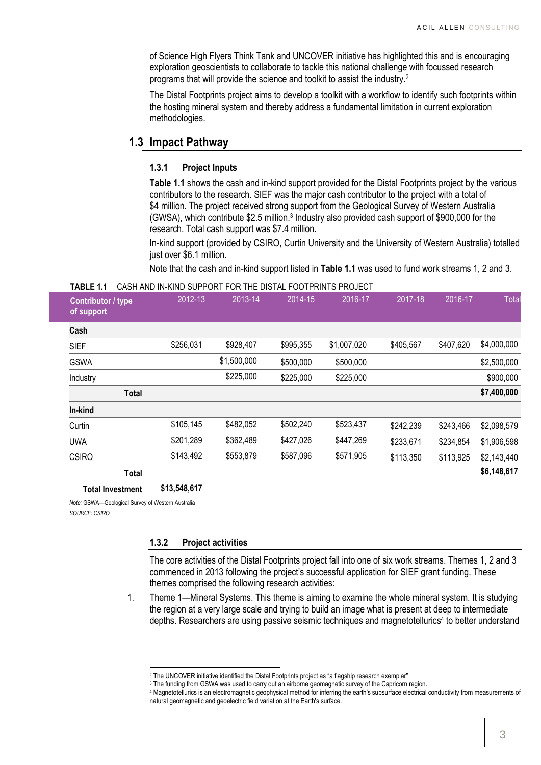of Science High Flyers Think Tank and UNCOVER initiative has highlighted this and is encouraging exploration geoscientists to collaborate to tackle this national challenge with focussed research programs that will provide the science and toolkit to assist the industry.[2]

The Distal Footprints project aims to develop a toolkit with a workflow to identify such footprints within the hosting mineral system and thereby address a fundamental limitation in current exploration methodologies.

## 1.3 Impact Pathway

### 1.3.1 Project Inputs

**Table 1.1** shows the cash and in-kind support provided for the Distal Footprints project by the various contributors to the research. SIEF was the major cash contributor to the project with a total of $4 million. The project received strong support from the Geological Survey of Western Australia (GWSA), which contribute $2.5 million.[3] Industry also provided cash support of $900,000 for the research. Total cash support was $7.4 million.

In-kind support (provided by CSIRO, Curtin University and the University of Western Australia) totalled just over $6.1 million.

Note that the cash and in-kind support listed in **Table 1.1** was used to fund work streams 1, 2 and 3.

**TABLE 1.1** CASH AND IN-KIND SUPPORT FOR THE DISTAL FOOTPRINTS PROJECT

| Contributor / type of support | 2012-13 | 2013-14 | 2014-15 | 2016-17 | 2017-18 | 2016-17 | Total |
|---|---|---|---|---|---|---|---|
| **Cash** | | | | | | | |
| SIEF | $256,031 | $928,407 | $995,355 | $1,007,020 | $405,567 | $407,620 | $4,000,000 |
| GSWA | | $1,500,000 | $500,000 | $500,000 | | | $2,500,000 |
| Industry | | $225,000 | $225,000 | $225,000 | | | $900,000 |
| **Total** | | | | | | | **$7,400,000** |
| **In-kind** | | | | | | | |
| Curtin | $105,145 | $482,052 | $502,240 | $523,437 | $242,239 | $243,466 | $2,098,579 |
| UWA | $201,289 | $362,489 | $427,026 | $447,269 | $233,671 | $234,854 | $1,906,598 |
| CSIRO | $143,492 | $553,879 | $587,096 | $571,905 | $113,350 | $113,925 | $2,143,440 |
| **Total** | | | | | | | **$6,148,617** |
| **Total Investment** | **$13,548,617** | | | | | | |

*Note:* GSWA—Geological Survey of Western Australia
*SOURCE: CSIRO*

### 1.3.2 Project activities

The core activities of the Distal Footprints project fall into one of six work streams. Themes 1, 2 and 3 commenced in 2013 following the project's successful application for SIEF grant funding. These themes comprised the following research activities:

1. Theme 1—Mineral Systems. This theme is aiming to examine the whole mineral system. It is studying the region at a very large scale and trying to build an image what is present at deep to intermediate depths. Researchers are using passive seismic techniques and magnetotellurics[4] to better understand

---

[2] The UNCOVER initiative identified the Distal Footprints project as "a flagship research exemplar"

[3] The funding from GSWA was used to carry out an airborne geomagnetic survey of the Capricorn region.

[4] Magnetotellurics is an electromagnetic geophysical method for inferring the earth's subsurface electrical conductivity from measurements of natural geomagnetic and geoelectric field variation at the Earth's surface.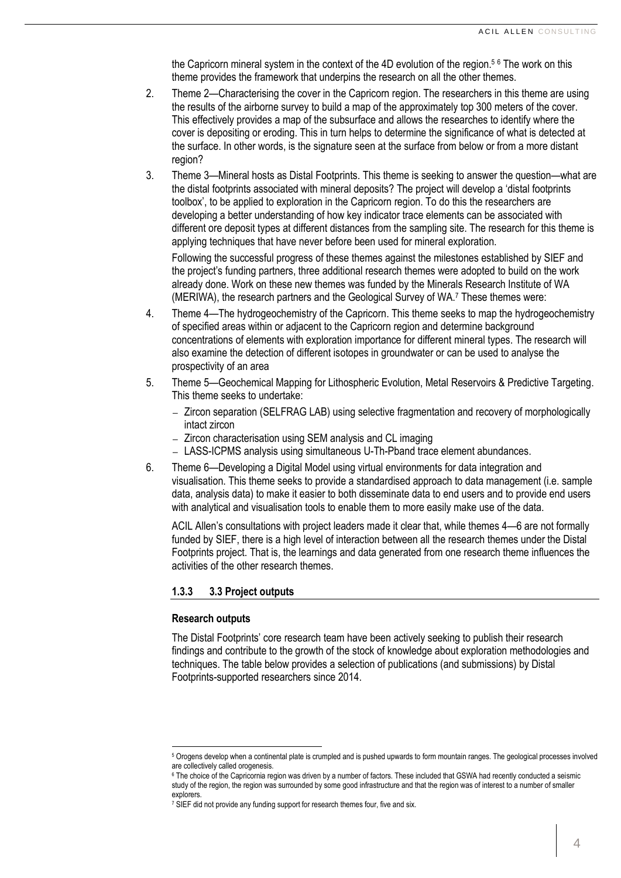the Capricorn mineral system in the context of the 4D evolution of the region.[5] [6] The work on this theme provides the framework that underpins the research on all the other themes.

2. Theme 2—Characterising the cover in the Capricorn region. The researchers in this theme are using the results of the airborne survey to build a map of the approximately top 300 meters of the cover. This effectively provides a map of the subsurface and allows the researches to identify where the cover is depositing or eroding. This in turn helps to determine the significance of what is detected at the surface. In other words, is the signature seen at the surface from below or from a more distant region?
3. Theme 3—Mineral hosts as Distal Footprints. This theme is seeking to answer the question—what are the distal footprints associated with mineral deposits? The project will develop a 'distal footprints toolbox', to be applied to exploration in the Capricorn region. To do this the researchers are developing a better understanding of how key indicator trace elements can be associated with different ore deposit types at different distances from the sampling site. The research for this theme is applying techniques that have never before been used for mineral exploration.

   Following the successful progress of these themes against the milestones established by SIEF and the project's funding partners, three additional research themes were adopted to build on the work already done. Work on these new themes was funded by the Minerals Research Institute of WA (MERIWA), the research partners and the Geological Survey of WA.[7] These themes were:

4. Theme 4—The hydrogeochemistry of the Capricorn. This theme seeks to map the hydrogeochemistry of specified areas within or adjacent to the Capricorn region and determine background concentrations of elements with exploration importance for different mineral types. The research will also examine the detection of different isotopes in groundwater or can be used to analyse the prospectivity of an area
5. Theme 5—Geochemical Mapping for Lithospheric Evolution, Metal Reservoirs & Predictive Targeting. This theme seeks to undertake:
   - Zircon separation (SELFRAG LAB) using selective fragmentation and recovery of morphologically intact zircon
   - Zircon characterisation using SEM analysis and CL imaging
   - LASS-ICPMS analysis using simultaneous U-Th-Pband trace element abundances.
6. Theme 6—Developing a Digital Model using virtual environments for data integration and visualisation. This theme seeks to provide a standardised approach to data management (i.e. sample data, analysis data) to make it easier to both disseminate data to end users and to provide end users with analytical and visualisation tools to enable them to more easily make use of the data.

   ACIL Allen's consultations with project leaders made it clear that, while themes 4—6 are not formally funded by SIEF, there is a high level of interaction between all the research themes under the Distal Footprints project. That is, the learnings and data generated from one research theme influences the activities of the other research themes.

### 1.3.3 3.3 Project outputs

**Research outputs**

The Distal Footprints' core research team have been actively seeking to publish their research findings and contribute to the growth of the stock of knowledge about exploration methodologies and techniques. The table below provides a selection of publications (and submissions) by Distal Footprints-supported researchers since 2014.

---

[5] Orogens develop when a continental plate is crumpled and is pushed upwards to form mountain ranges. The geological processes involved are collectively called orogenesis.

[6] The choice of the Capricornia region was driven by a number of factors. These included that GSWA had recently conducted a seismic study of the region, the region was surrounded by some good infrastructure and that the region was of interest to a number of smaller explorers.

[7] SIEF did not provide any funding support for research themes four, five and six.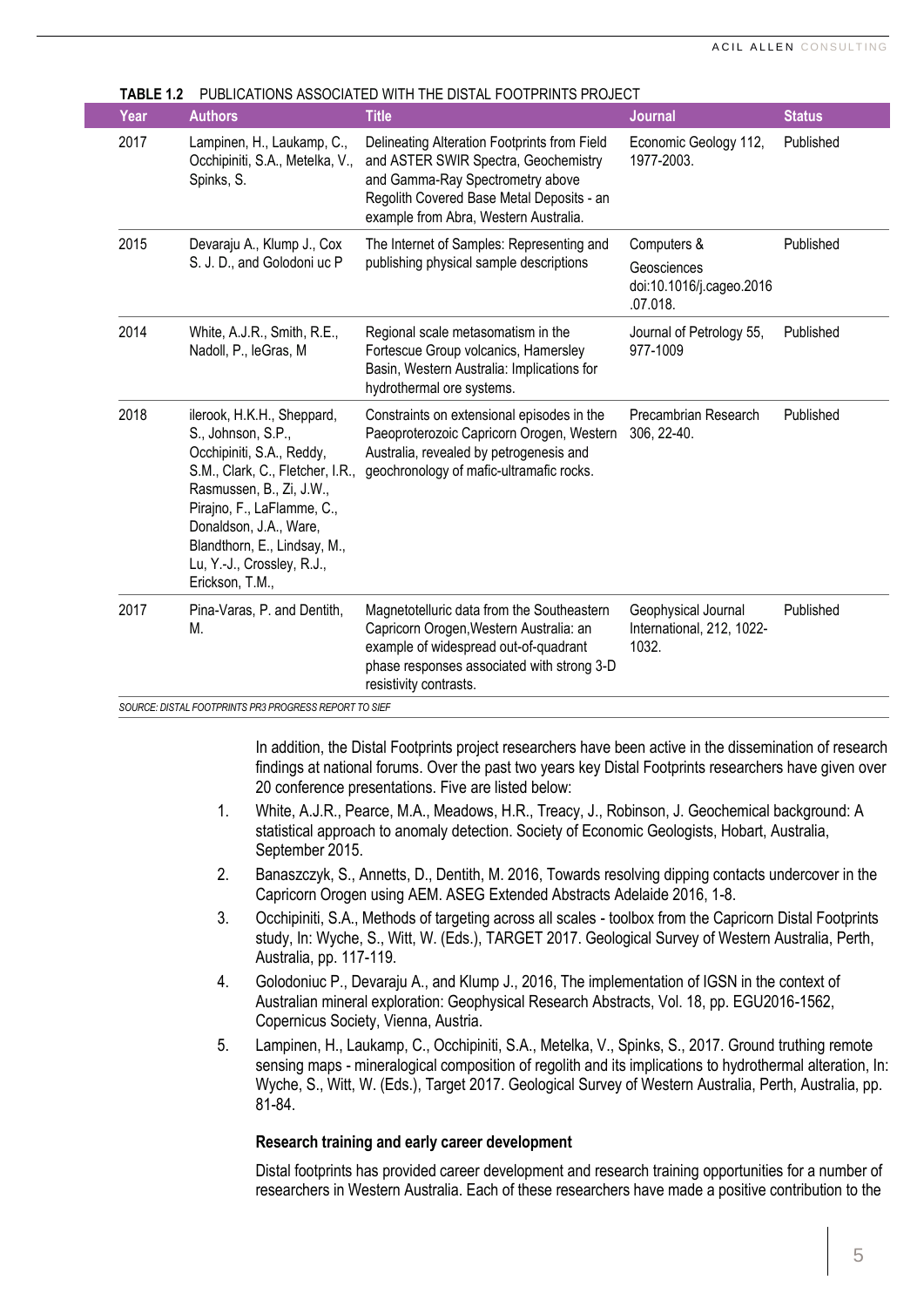**TABLE 1.2** PUBLICATIONS ASSOCIATED WITH THE DISTAL FOOTPRINTS PROJECT

| Year | Authors | Title | Journal | Status |
|---|---|---|---|---|
| 2017 | Lampinen, H., Laukamp, C., Occhipiniti, S.A., Metelka, V., Spinks, S. | Delineating Alteration Footprints from Field and ASTER SWIR Spectra, Geochemistry and Gamma-Ray Spectrometry above Regolith Covered Base Metal Deposits - an example from Abra, Western Australia. | Economic Geology 112, 1977-2003. | Published |
| 2015 | Devaraju A., Klump J., Cox S. J. D., and Golodoni uc P | The Internet of Samples: Representing and publishing physical sample descriptions | Computers & Geosciences doi:10.1016/j.cageo.2016.07.018. | Published |
| 2014 | White, A.J.R., Smith, R.E., Nadoll, P., leGras, M | Regional scale metasomatism in the Fortescue Group volcanics, Hamersley Basin, Western Australia: Implications for hydrothermal ore systems. | Journal of Petrology 55, 977-1009 | Published |
| 2018 | ilerook, H.K.H., Sheppard, S., Johnson, S.P., Occhipiniti, S.A., Reddy, S.M., Clark, C., Fletcher, I.R., Rasmussen, B., Zi, J.W., Pirajno, F., LaFlamme, C., Donaldson, J.A., Ware, Blandthorn, E., Lindsay, M., Lu, Y.-J., Crossley, R.J., Erickson, T.M., | Constraints on extensional episodes in the Paeoproterozoic Capricorn Orogen, Western Australia, revealed by petrogenesis and geochronology of mafic-ultramafic rocks. | Precambrian Research 306, 22-40. | Published |
| 2017 | Pina-Varas, P. and Dentith, M. | Magnetotelluric data from the Southeastern Capricorn Orogen,Western Australia: an example of widespread out-of-quadrant phase responses associated with strong 3-D resistivity contrasts. | Geophysical Journal International, 212, 1022-1032. | Published |

*SOURCE: DISTAL FOOTPRINTS PR3 PROGRESS REPORT TO SIEF*

In addition, the Distal Footprints project researchers have been active in the dissemination of research findings at national forums. Over the past two years key Distal Footprints researchers have given over 20 conference presentations. Five are listed below:

1. White, A.J.R., Pearce, M.A., Meadows, H.R., Treacy, J., Robinson, J. Geochemical background: A statistical approach to anomaly detection. Society of Economic Geologists, Hobart, Australia, September 2015.
2. Banaszczyk, S., Annetts, D., Dentith, M. 2016, Towards resolving dipping contacts undercover in the Capricorn Orogen using AEM. ASEG Extended Abstracts Adelaide 2016, 1-8.
3. Occhipiniti, S.A., Methods of targeting across all scales - toolbox from the Capricorn Distal Footprints study, In: Wyche, S., Witt, W. (Eds.), TARGET 2017. Geological Survey of Western Australia, Perth, Australia, pp. 117-119.
4. Golodoniuc P., Devaraju A., and Klump J., 2016, The implementation of IGSN in the context of Australian mineral exploration: Geophysical Research Abstracts, Vol. 18, pp. EGU2016-1562, Copernicus Society, Vienna, Austria.
5. Lampinen, H., Laukamp, C., Occhipiniti, S.A., Metelka, V., Spinks, S., 2017. Ground truthing remote sensing maps - mineralogical composition of regolith and its implications to hydrothermal alteration, In: Wyche, S., Witt, W. (Eds.), Target 2017. Geological Survey of Western Australia, Perth, Australia, pp. 81-84.

**Research training and early career development**

Distal footprints has provided career development and research training opportunities for a number of researchers in Western Australia. Each of these researchers have made a positive contribution to the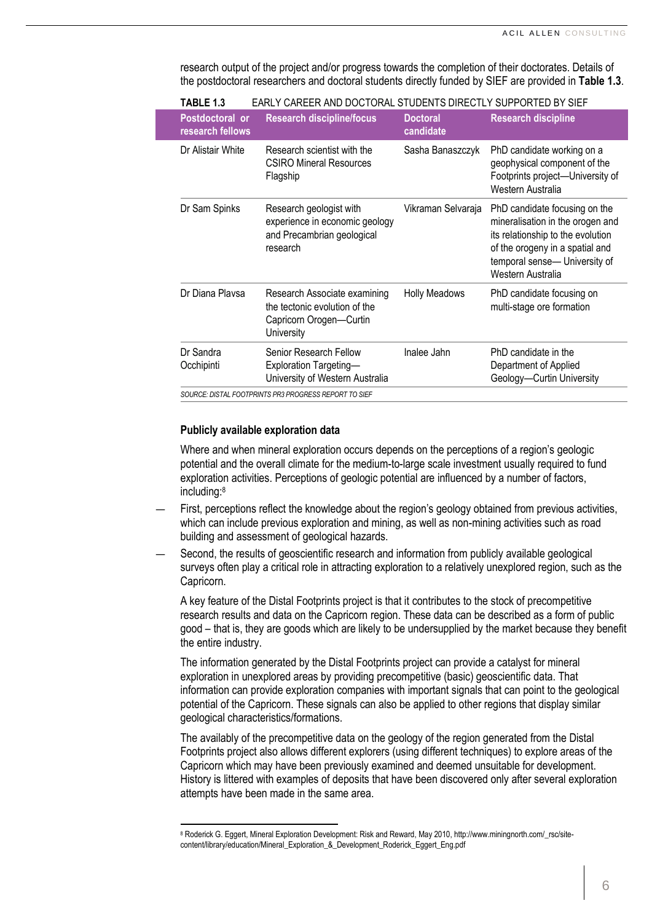research output of the project and/or progress towards the completion of their doctorates. Details of the postdoctoral researchers and doctoral students directly funded by SIEF are provided in **Table 1.3**.

**TABLE 1.3** EARLY CAREER AND DOCTORAL STUDENTS DIRECTLY SUPPORTED BY SIEF

| Postdoctoral or research fellows | Research discipline/focus | Doctoral candidate | Research discipline |
|---|---|---|---|
| Dr Alistair White | Research scientist with the CSIRO Mineral Resources Flagship | Sasha Banaszczyk | PhD candidate working on a geophysical component of the Footprints project—University of Western Australia |
| Dr Sam Spinks | Research geologist with experience in economic geology and Precambrian geological research | Vikraman Selvaraja | PhD candidate focusing on the mineralisation in the orogen and its relationship to the evolution of the orogeny in a spatial and temporal sense— University of Western Australia |
| Dr Diana Plavsa | Research Associate examining the tectonic evolution of the Capricorn Orogen—Curtin University | Holly Meadows | PhD candidate focusing on multi-stage ore formation |
| Dr Sandra Occhipinti | Senior Research Fellow Exploration Targeting—University of Western Australia | Inalee Jahn | PhD candidate in the Department of Applied Geology—Curtin University |

*SOURCE: DISTAL FOOTPRINTS PR3 PROGRESS REPORT TO SIEF*

**Publicly available exploration data**

Where and when mineral exploration occurs depends on the perceptions of a region's geologic potential and the overall climate for the medium-to-large scale investment usually required to fund exploration activities. Perceptions of geologic potential are influenced by a number of factors, including:[8]

- First, perceptions reflect the knowledge about the region's geology obtained from previous activities, which can include previous exploration and mining, as well as non-mining activities such as road building and assessment of geological hazards.
- Second, the results of geoscientific research and information from publicly available geological surveys often play a critical role in attracting exploration to a relatively unexplored region, such as the Capricorn.

A key feature of the Distal Footprints project is that it contributes to the stock of precompetitive research results and data on the Capricorn region. These data can be described as a form of public good – that is, they are goods which are likely to be undersupplied by the market because they benefit the entire industry.

The information generated by the Distal Footprints project can provide a catalyst for mineral exploration in unexplored areas by providing precompetitive (basic) geoscientific data. That information can provide exploration companies with important signals that can point to the geological potential of the Capricorn. These signals can also be applied to other regions that display similar geological characteristics/formations.

The availably of the precompetitive data on the geology of the region generated from the Distal Footprints project also allows different explorers (using different techniques) to explore areas of the Capricorn which may have been previously examined and deemed unsuitable for development. History is littered with examples of deposits that have been discovered only after several exploration attempts have been made in the same area.

[8] Roderick G. Eggert, Mineral Exploration Development: Risk and Reward, May 2010, http://www.miningnorth.com/_rsc/site-content/library/education/Mineral_Exploration_&_Development_Roderick_Eggert_Eng.pdf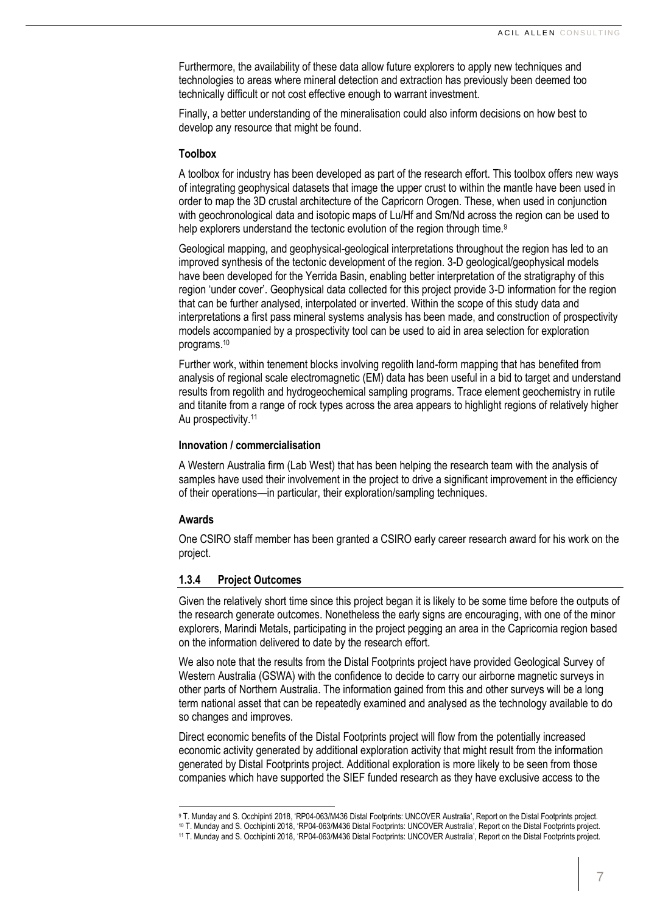Furthermore, the availability of these data allow future explorers to apply new techniques and technologies to areas where mineral detection and extraction has previously been deemed too technically difficult or not cost effective enough to warrant investment.

Finally, a better understanding of the mineralisation could also inform decisions on how best to develop any resource that might be found.

**Toolbox**

A toolbox for industry has been developed as part of the research effort. This toolbox offers new ways of integrating geophysical datasets that image the upper crust to within the mantle have been used in order to map the 3D crustal architecture of the Capricorn Orogen. These, when used in conjunction with geochronological data and isotopic maps of Lu/Hf and Sm/Nd across the region can be used to help explorers understand the tectonic evolution of the region through time.[9]

Geological mapping, and geophysical-geological interpretations throughout the region has led to an improved synthesis of the tectonic development of the region. 3-D geological/geophysical models have been developed for the Yerrida Basin, enabling better interpretation of the stratigraphy of this region 'under cover'. Geophysical data collected for this project provide 3-D information for the region that can be further analysed, interpolated or inverted. Within the scope of this study data and interpretations a first pass mineral systems analysis has been made, and construction of prospectivity models accompanied by a prospectivity tool can be used to aid in area selection for exploration programs.[10]

Further work, within tenement blocks involving regolith land-form mapping that has benefited from analysis of regional scale electromagnetic (EM) data has been useful in a bid to target and understand results from regolith and hydrogeochemical sampling programs. Trace element geochemistry in rutile and titanite from a range of rock types across the area appears to highlight regions of relatively higher Au prospectivity.[11]

**Innovation / commercialisation**

A Western Australia firm (Lab West) that has been helping the research team with the analysis of samples have used their involvement in the project to drive a significant improvement in the efficiency of their operations—in particular, their exploration/sampling techniques.

**Awards**

One CSIRO staff member has been granted a CSIRO early career research award for his work on the project.

### 1.3.4 Project Outcomes

Given the relatively short time since this project began it is likely to be some time before the outputs of the research generate outcomes. Nonetheless the early signs are encouraging, with one of the minor explorers, Marindi Metals, participating in the project pegging an area in the Capricornia region based on the information delivered to date by the research effort.

We also note that the results from the Distal Footprints project have provided Geological Survey of Western Australia (GSWA) with the confidence to decide to carry our airborne magnetic surveys in other parts of Northern Australia. The information gained from this and other surveys will be a long term national asset that can be repeatedly examined and analysed as the technology available to do so changes and improves.

Direct economic benefits of the Distal Footprints project will flow from the potentially increased economic activity generated by additional exploration activity that might result from the information generated by Distal Footprints project. Additional exploration is more likely to be seen from those companies which have supported the SIEF funded research as they have exclusive access to the

---

[9] T. Munday and S. Occhipinti 2018, 'RP04-063/M436 Distal Footprints: UNCOVER Australia', Report on the Distal Footprints project.

[10] T. Munday and S. Occhipinti 2018, 'RP04-063/M436 Distal Footprints: UNCOVER Australia', Report on the Distal Footprints project.

[11] T. Munday and S. Occhipinti 2018, 'RP04-063/M436 Distal Footprints: UNCOVER Australia', Report on the Distal Footprints project.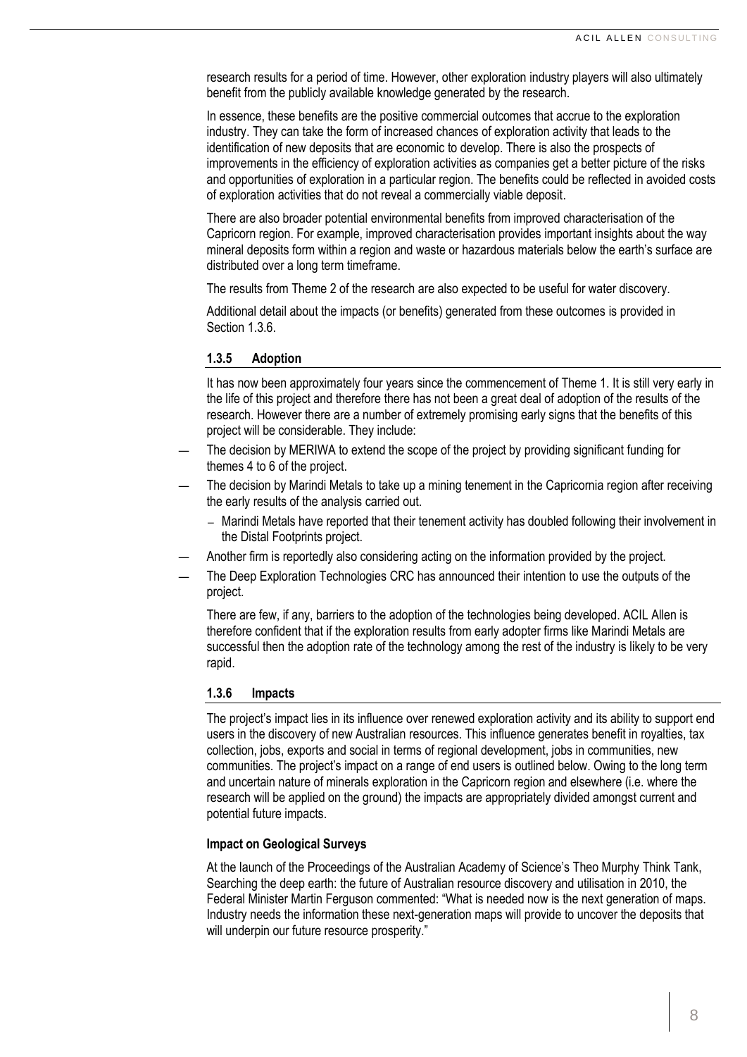research results for a period of time. However, other exploration industry players will also ultimately benefit from the publicly available knowledge generated by the research.

In essence, these benefits are the positive commercial outcomes that accrue to the exploration industry. They can take the form of increased chances of exploration activity that leads to the identification of new deposits that are economic to develop. There is also the prospects of improvements in the efficiency of exploration activities as companies get a better picture of the risks and opportunities of exploration in a particular region. The benefits could be reflected in avoided costs of exploration activities that do not reveal a commercially viable deposit.

There are also broader potential environmental benefits from improved characterisation of the Capricorn region. For example, improved characterisation provides important insights about the way mineral deposits form within a region and waste or hazardous materials below the earth's surface are distributed over a long term timeframe.

The results from Theme 2 of the research are also expected to be useful for water discovery.

Additional detail about the impacts (or benefits) generated from these outcomes is provided in Section 1.3.6.

### 1.3.5 Adoption

It has now been approximately four years since the commencement of Theme 1. It is still very early in the life of this project and therefore there has not been a great deal of adoption of the results of the research. However there are a number of extremely promising early signs that the benefits of this project will be considerable. They include:

- The decision by MERIWA to extend the scope of the project by providing significant funding for themes 4 to 6 of the project.
- The decision by Marindi Metals to take up a mining tenement in the Capricornia region after receiving the early results of the analysis carried out.
  - Marindi Metals have reported that their tenement activity has doubled following their involvement in the Distal Footprints project.
- Another firm is reportedly also considering acting on the information provided by the project.
- The Deep Exploration Technologies CRC has announced their intention to use the outputs of the project.

There are few, if any, barriers to the adoption of the technologies being developed. ACIL Allen is therefore confident that if the exploration results from early adopter firms like Marindi Metals are successful then the adoption rate of the technology among the rest of the industry is likely to be very rapid.

### 1.3.6 Impacts

The project's impact lies in its influence over renewed exploration activity and its ability to support end users in the discovery of new Australian resources. This influence generates benefit in royalties, tax collection, jobs, exports and social in terms of regional development, jobs in communities, new communities. The project's impact on a range of end users is outlined below. Owing to the long term and uncertain nature of minerals exploration in the Capricorn region and elsewhere (i.e. where the research will be applied on the ground) the impacts are appropriately divided amongst current and potential future impacts.

**Impact on Geological Surveys**

At the launch of the Proceedings of the Australian Academy of Science's Theo Murphy Think Tank, Searching the deep earth: the future of Australian resource discovery and utilisation in 2010, the Federal Minister Martin Ferguson commented: "What is needed now is the next generation of maps. Industry needs the information these next-generation maps will provide to uncover the deposits that will underpin our future resource prosperity."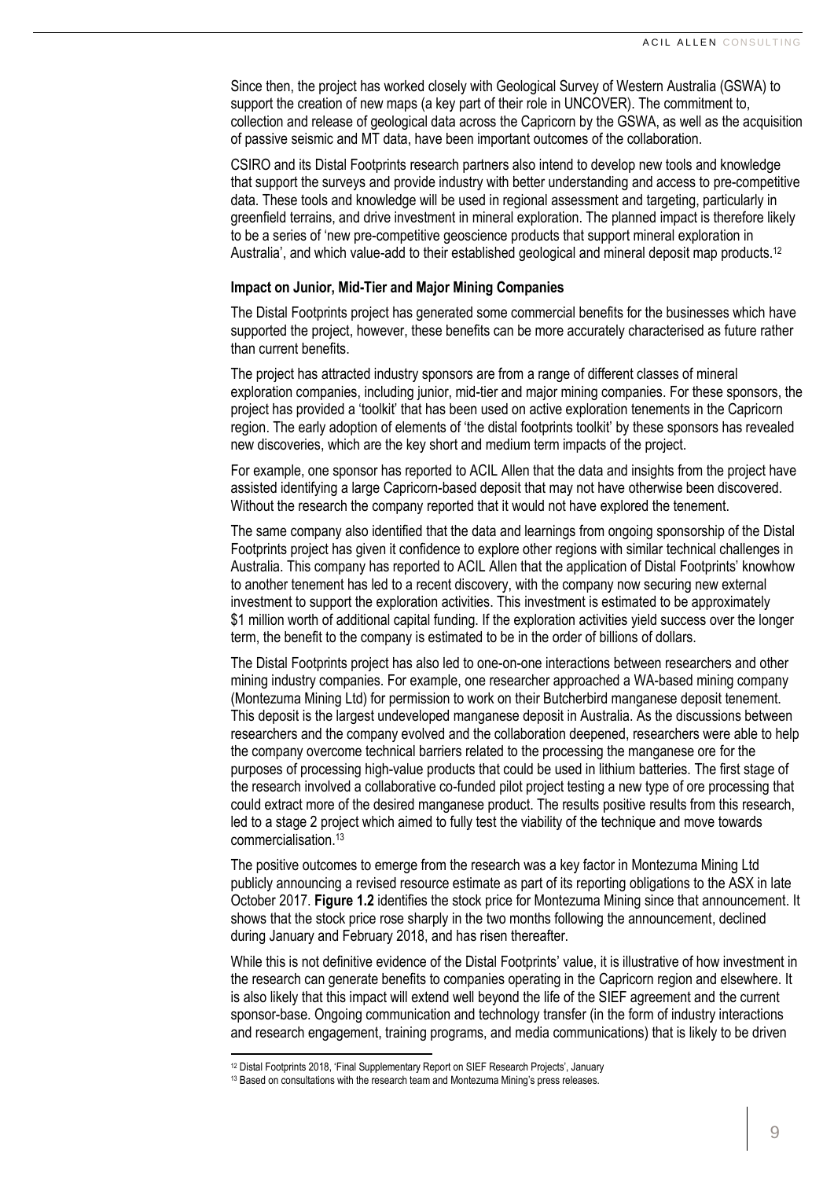Since then, the project has worked closely with Geological Survey of Western Australia (GSWA) to support the creation of new maps (a key part of their role in UNCOVER). The commitment to, collection and release of geological data across the Capricorn by the GSWA, as well as the acquisition of passive seismic and MT data, have been important outcomes of the collaboration.

CSIRO and its Distal Footprints research partners also intend to develop new tools and knowledge that support the surveys and provide industry with better understanding and access to pre-competitive data. These tools and knowledge will be used in regional assessment and targeting, particularly in greenfield terrains, and drive investment in mineral exploration. The planned impact is therefore likely to be a series of 'new pre-competitive geoscience products that support mineral exploration in Australia', and which value-add to their established geological and mineral deposit map products.[12]

**Impact on Junior, Mid-Tier and Major Mining Companies**

The Distal Footprints project has generated some commercial benefits for the businesses which have supported the project, however, these benefits can be more accurately characterised as future rather than current benefits.

The project has attracted industry sponsors are from a range of different classes of mineral exploration companies, including junior, mid-tier and major mining companies. For these sponsors, the project has provided a 'toolkit' that has been used on active exploration tenements in the Capricorn region. The early adoption of elements of 'the distal footprints toolkit' by these sponsors has revealed new discoveries, which are the key short and medium term impacts of the project.

For example, one sponsor has reported to ACIL Allen that the data and insights from the project have assisted identifying a large Capricorn-based deposit that may not have otherwise been discovered. Without the research the company reported that it would not have explored the tenement.

The same company also identified that the data and learnings from ongoing sponsorship of the Distal Footprints project has given it confidence to explore other regions with similar technical challenges in Australia. This company has reported to ACIL Allen that the application of Distal Footprints' knowhow to another tenement has led to a recent discovery, with the company now securing new external investment to support the exploration activities. This investment is estimated to be approximately \$1 million worth of additional capital funding. If the exploration activities yield success over the longer term, the benefit to the company is estimated to be in the order of billions of dollars.

The Distal Footprints project has also led to one-on-one interactions between researchers and other mining industry companies. For example, one researcher approached a WA-based mining company (Montezuma Mining Ltd) for permission to work on their Butcherbird manganese deposit tenement. This deposit is the largest undeveloped manganese deposit in Australia. As the discussions between researchers and the company evolved and the collaboration deepened, researchers were able to help the company overcome technical barriers related to the processing the manganese ore for the purposes of processing high-value products that could be used in lithium batteries. The first stage of the research involved a collaborative co-funded pilot project testing a new type of ore processing that could extract more of the desired manganese product. The results positive results from this research, led to a stage 2 project which aimed to fully test the viability of the technique and move towards commercialisation.[13]

The positive outcomes to emerge from the research was a key factor in Montezuma Mining Ltd publicly announcing a revised resource estimate as part of its reporting obligations to the ASX in late October 2017. **Figure 1.2** identifies the stock price for Montezuma Mining since that announcement. It shows that the stock price rose sharply in the two months following the announcement, declined during January and February 2018, and has risen thereafter.

While this is not definitive evidence of the Distal Footprints' value, it is illustrative of how investment in the research can generate benefits to companies operating in the Capricorn region and elsewhere. It is also likely that this impact will extend well beyond the life of the SIEF agreement and the current sponsor-base. Ongoing communication and technology transfer (in the form of industry interactions and research engagement, training programs, and media communications) that is likely to be driven

[12] Distal Footprints 2018, 'Final Supplementary Report on SIEF Research Projects', January

[13] Based on consultations with the research team and Montezuma Mining's press releases.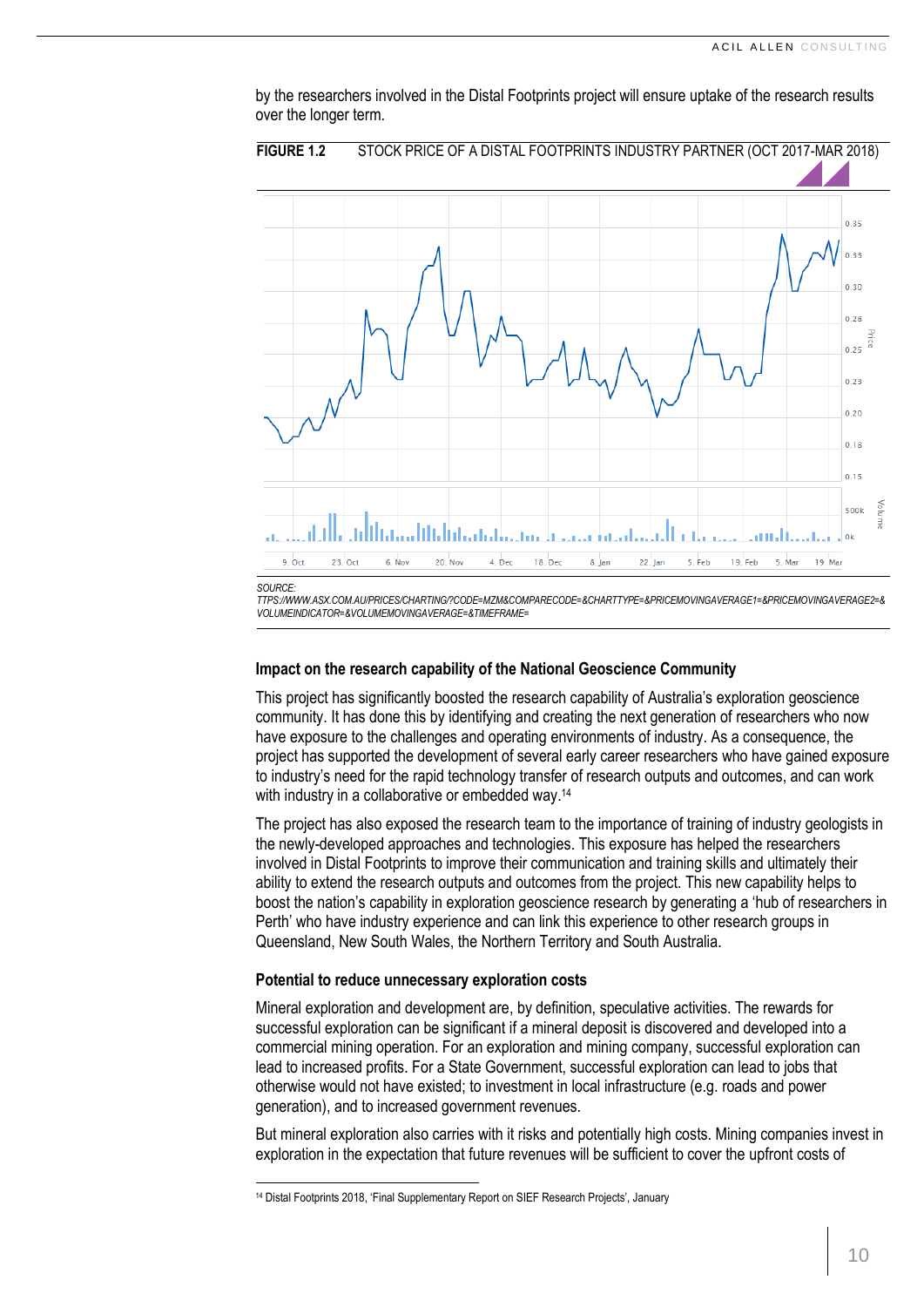by the researchers involved in the Distal Footprints project will ensure uptake of the research results over the longer term.

**FIGURE 1.2** STOCK PRICE OF A DISTAL FOOTPRINTS INDUSTRY PARTNER (OCT 2017-MAR 2018)

*SOURCE: TTPS://WWW.ASX.COM.AU/PRICES/CHARTING/?CODE=MZM&COMPARECODE=&CHARTTYPE=&PRICEMOVINGAVERAGE1=&PRICEMOVINGAVERAGE2=&VOLUMEINDICATOR=&VOLUMEMOVINGAVERAGE=&TIMEFRAME=*

### Impact on the research capability of the National Geoscience Community

This project has significantly boosted the research capability of Australia's exploration geoscience community. It has done this by identifying and creating the next generation of researchers who now have exposure to the challenges and operating environments of industry. As a consequence, the project has supported the development of several early career researchers who have gained exposure to industry's need for the rapid technology transfer of research outputs and outcomes, and can work with industry in a collaborative or embedded way.[14]

The project has also exposed the research team to the importance of training of industry geologists in the newly-developed approaches and technologies. This exposure has helped the researchers involved in Distal Footprints to improve their communication and training skills and ultimately their ability to extend the research outputs and outcomes from the project. This new capability helps to boost the nation's capability in exploration geoscience research by generating a 'hub of researchers in Perth' who have industry experience and can link this experience to other research groups in Queensland, New South Wales, the Northern Territory and South Australia.

### Potential to reduce unnecessary exploration costs

Mineral exploration and development are, by definition, speculative activities. The rewards for successful exploration can be significant if a mineral deposit is discovered and developed into a commercial mining operation. For an exploration and mining company, successful exploration can lead to increased profits. For a State Government, successful exploration can lead to jobs that otherwise would not have existed; to investment in local infrastructure (e.g. roads and power generation), and to increased government revenues.

But mineral exploration also carries with it risks and potentially high costs. Mining companies invest in exploration in the expectation that future revenues will be sufficient to cover the upfront costs of

[14] Distal Footprints 2018, 'Final Supplementary Report on SIEF Research Projects', January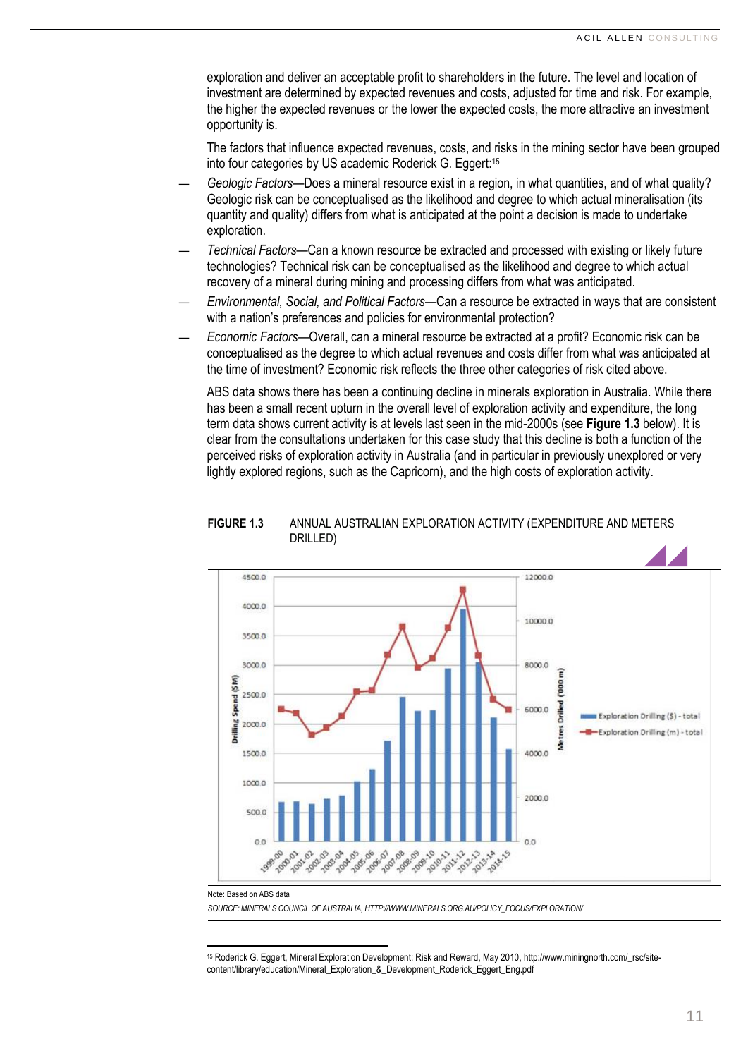exploration and deliver an acceptable profit to shareholders in the future. The level and location of investment are determined by expected revenues and costs, adjusted for time and risk. For example, the higher the expected revenues or the lower the expected costs, the more attractive an investment opportunity is.

The factors that influence expected revenues, costs, and risks in the mining sector have been grouped into four categories by US academic Roderick G. Eggert:[15]

- *Geologic Factors*—Does a mineral resource exist in a region, in what quantities, and of what quality? Geologic risk can be conceptualised as the likelihood and degree to which actual mineralisation (its quantity and quality) differs from what is anticipated at the point a decision is made to undertake exploration.
- *Technical Factors*—Can a known resource be extracted and processed with existing or likely future technologies? Technical risk can be conceptualised as the likelihood and degree to which actual recovery of a mineral during mining and processing differs from what was anticipated.
- *Environmental, Social, and Political Factors*—Can a resource be extracted in ways that are consistent with a nation's preferences and policies for environmental protection?
- *Economic Factors*—Overall, can a mineral resource be extracted at a profit? Economic risk can be conceptualised as the degree to which actual revenues and costs differ from what was anticipated at the time of investment? Economic risk reflects the three other categories of risk cited above.

ABS data shows there has been a continuing decline in minerals exploration in Australia. While there has been a small recent upturn in the overall level of exploration activity and expenditure, the long term data shows current activity is at levels last seen in the mid-2000s (see **Figure 1.3** below). It is clear from the consultations undertaken for this case study that this decline is both a function of the perceived risks of exploration activity in Australia (and in particular in previously unexplored or very lightly explored regions, such as the Capricorn), and the high costs of exploration activity.

**FIGURE 1.3** ANNUAL AUSTRALIAN EXPLORATION ACTIVITY (EXPENDITURE AND METERS DRILLED)

Note: Based on ABS data

*SOURCE: MINERALS COUNCIL OF AUSTRALIA, HTTP://WWW.MINERALS.ORG.AU/POLICY_FOCUS/EXPLORATION/*

[15] Roderick G. Eggert, Mineral Exploration Development: Risk and Reward, May 2010, http://www.miningnorth.com/_rsc/site-content/library/education/Mineral_Exploration_&_Development_Roderick_Eggert_Eng.pdf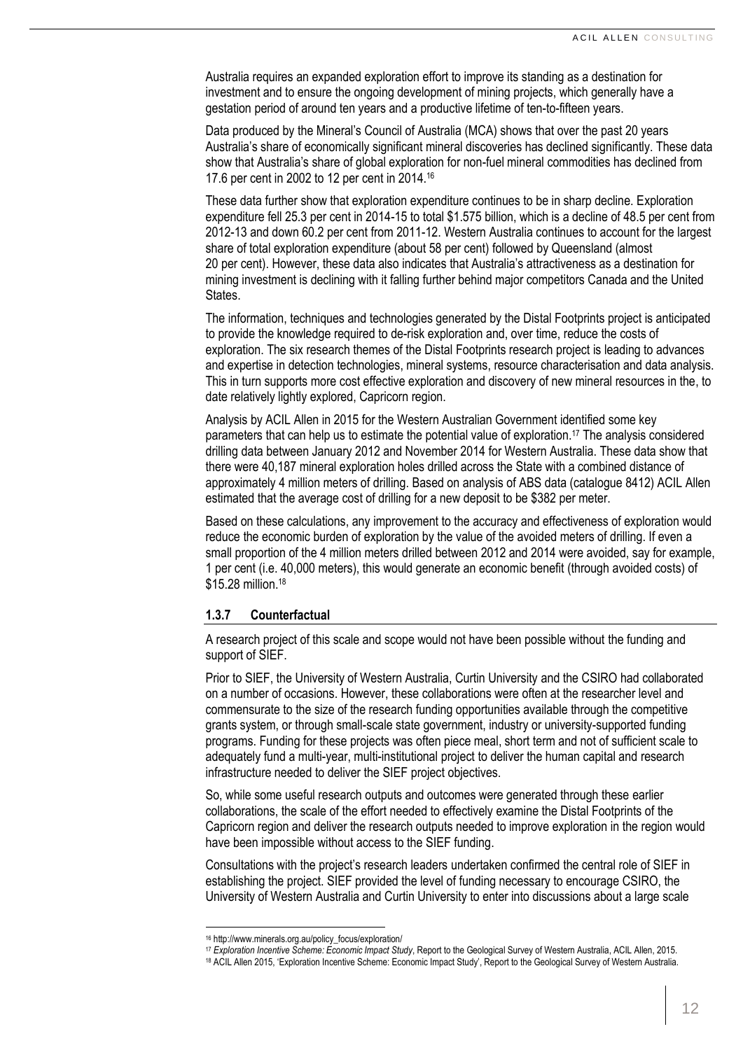Australia requires an expanded exploration effort to improve its standing as a destination for investment and to ensure the ongoing development of mining projects, which generally have a gestation period of around ten years and a productive lifetime of ten-to-fifteen years.

Data produced by the Mineral's Council of Australia (MCA) shows that over the past 20 years Australia's share of economically significant mineral discoveries has declined significantly. These data show that Australia's share of global exploration for non-fuel mineral commodities has declined from 17.6 per cent in 2002 to 12 per cent in 2014.[16]

These data further show that exploration expenditure continues to be in sharp decline. Exploration expenditure fell 25.3 per cent in 2014-15 to total $1.575 billion, which is a decline of 48.5 per cent from 2012-13 and down 60.2 per cent from 2011-12. Western Australia continues to account for the largest share of total exploration expenditure (about 58 per cent) followed by Queensland (almost 20 per cent). However, these data also indicates that Australia's attractiveness as a destination for mining investment is declining with it falling further behind major competitors Canada and the United States.

The information, techniques and technologies generated by the Distal Footprints project is anticipated to provide the knowledge required to de-risk exploration and, over time, reduce the costs of exploration. The six research themes of the Distal Footprints research project is leading to advances and expertise in detection technologies, mineral systems, resource characterisation and data analysis. This in turn supports more cost effective exploration and discovery of new mineral resources in the, to date relatively lightly explored, Capricorn region.

Analysis by ACIL Allen in 2015 for the Western Australian Government identified some key parameters that can help us to estimate the potential value of exploration.[17] The analysis considered drilling data between January 2012 and November 2014 for Western Australia. These data show that there were 40,187 mineral exploration holes drilled across the State with a combined distance of approximately 4 million meters of drilling. Based on analysis of ABS data (catalogue 8412) ACIL Allen estimated that the average cost of drilling for a new deposit to be $382 per meter.

Based on these calculations, any improvement to the accuracy and effectiveness of exploration would reduce the economic burden of exploration by the value of the avoided meters of drilling. If even a small proportion of the 4 million meters drilled between 2012 and 2014 were avoided, say for example, 1 per cent (i.e. 40,000 meters), this would generate an economic benefit (through avoided costs) of $15.28 million.[18]

### 1.3.7 Counterfactual

A research project of this scale and scope would not have been possible without the funding and support of SIEF.

Prior to SIEF, the University of Western Australia, Curtin University and the CSIRO had collaborated on a number of occasions. However, these collaborations were often at the researcher level and commensurate to the size of the research funding opportunities available through the competitive grants system, or through small-scale state government, industry or university-supported funding programs. Funding for these projects was often piece meal, short term and not of sufficient scale to adequately fund a multi-year, multi-institutional project to deliver the human capital and research infrastructure needed to deliver the SIEF project objectives.

So, while some useful research outputs and outcomes were generated through these earlier collaborations, the scale of the effort needed to effectively examine the Distal Footprints of the Capricorn region and deliver the research outputs needed to improve exploration in the region would have been impossible without access to the SIEF funding.

Consultations with the project's research leaders undertaken confirmed the central role of SIEF in establishing the project. SIEF provided the level of funding necessary to encourage CSIRO, the University of Western Australia and Curtin University to enter into discussions about a large scale

---

[16] http://www.minerals.org.au/policy_focus/exploration/

[17] *Exploration Incentive Scheme: Economic Impact Study*, Report to the Geological Survey of Western Australia, ACIL Allen, 2015.

[18] ACIL Allen 2015, 'Exploration Incentive Scheme: Economic Impact Study', Report to the Geological Survey of Western Australia.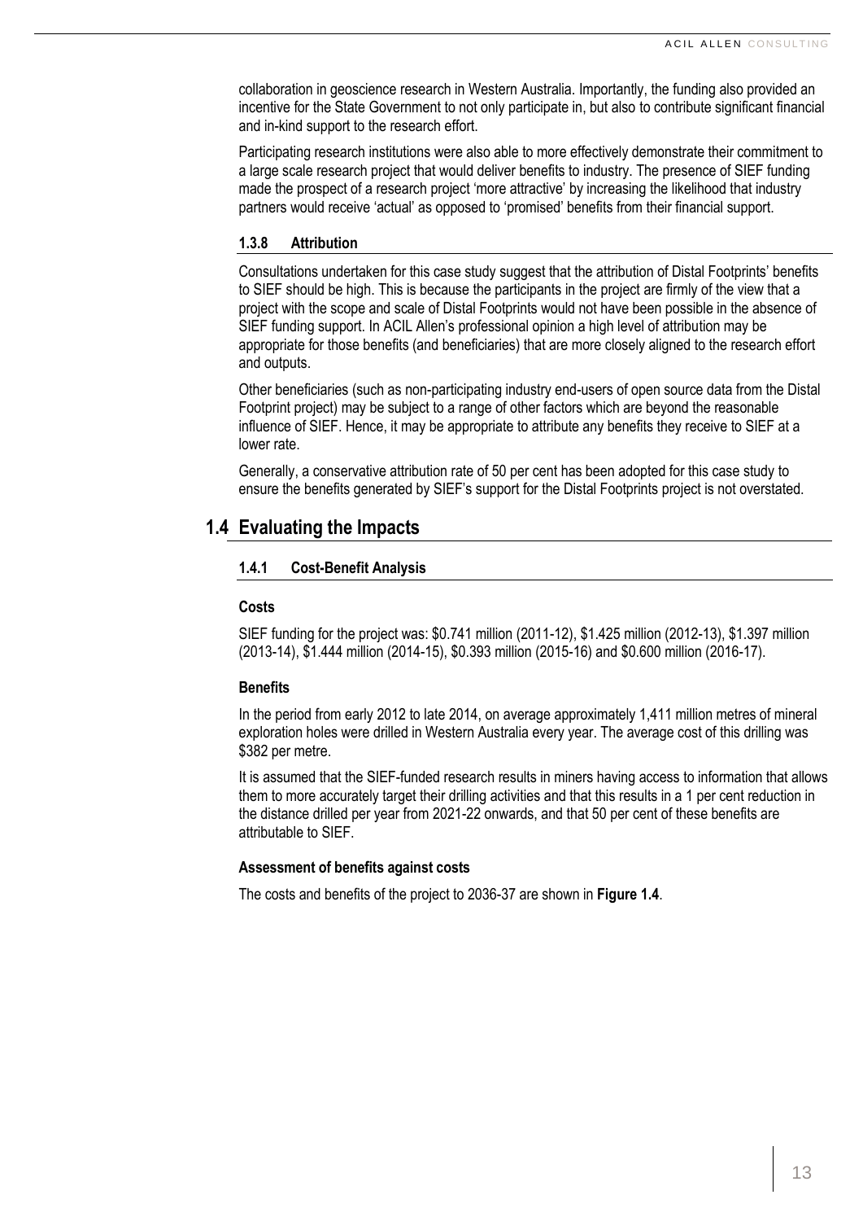collaboration in geoscience research in Western Australia. Importantly, the funding also provided an incentive for the State Government to not only participate in, but also to contribute significant financial and in-kind support to the research effort.

Participating research institutions were also able to more effectively demonstrate their commitment to a large scale research project that would deliver benefits to industry. The presence of SIEF funding made the prospect of a research project 'more attractive' by increasing the likelihood that industry partners would receive 'actual' as opposed to 'promised' benefits from their financial support.

#### 1.3.8 Attribution

Consultations undertaken for this case study suggest that the attribution of Distal Footprints' benefits to SIEF should be high. This is because the participants in the project are firmly of the view that a project with the scope and scale of Distal Footprints would not have been possible in the absence of SIEF funding support. In ACIL Allen's professional opinion a high level of attribution may be appropriate for those benefits (and beneficiaries) that are more closely aligned to the research effort and outputs.

Other beneficiaries (such as non-participating industry end-users of open source data from the Distal Footprint project) may be subject to a range of other factors which are beyond the reasonable influence of SIEF. Hence, it may be appropriate to attribute any benefits they receive to SIEF at a lower rate.

Generally, a conservative attribution rate of 50 per cent has been adopted for this case study to ensure the benefits generated by SIEF's support for the Distal Footprints project is not overstated.

## 1.4 Evaluating the Impacts

### 1.4.1 Cost-Benefit Analysis

**Costs**

SIEF funding for the project was: $0.741 million (2011-12), $1.425 million (2012-13), $1.397 million (2013-14), $1.444 million (2014-15), $0.393 million (2015-16) and $0.600 million (2016-17).

**Benefits**

In the period from early 2012 to late 2014, on average approximately 1,411 million metres of mineral exploration holes were drilled in Western Australia every year. The average cost of this drilling was $382 per metre.

It is assumed that the SIEF-funded research results in miners having access to information that allows them to more accurately target their drilling activities and that this results in a 1 per cent reduction in the distance drilled per year from 2021-22 onwards, and that 50 per cent of these benefits are attributable to SIEF.

**Assessment of benefits against costs**

The costs and benefits of the project to 2036-37 are shown in **Figure 1.4**.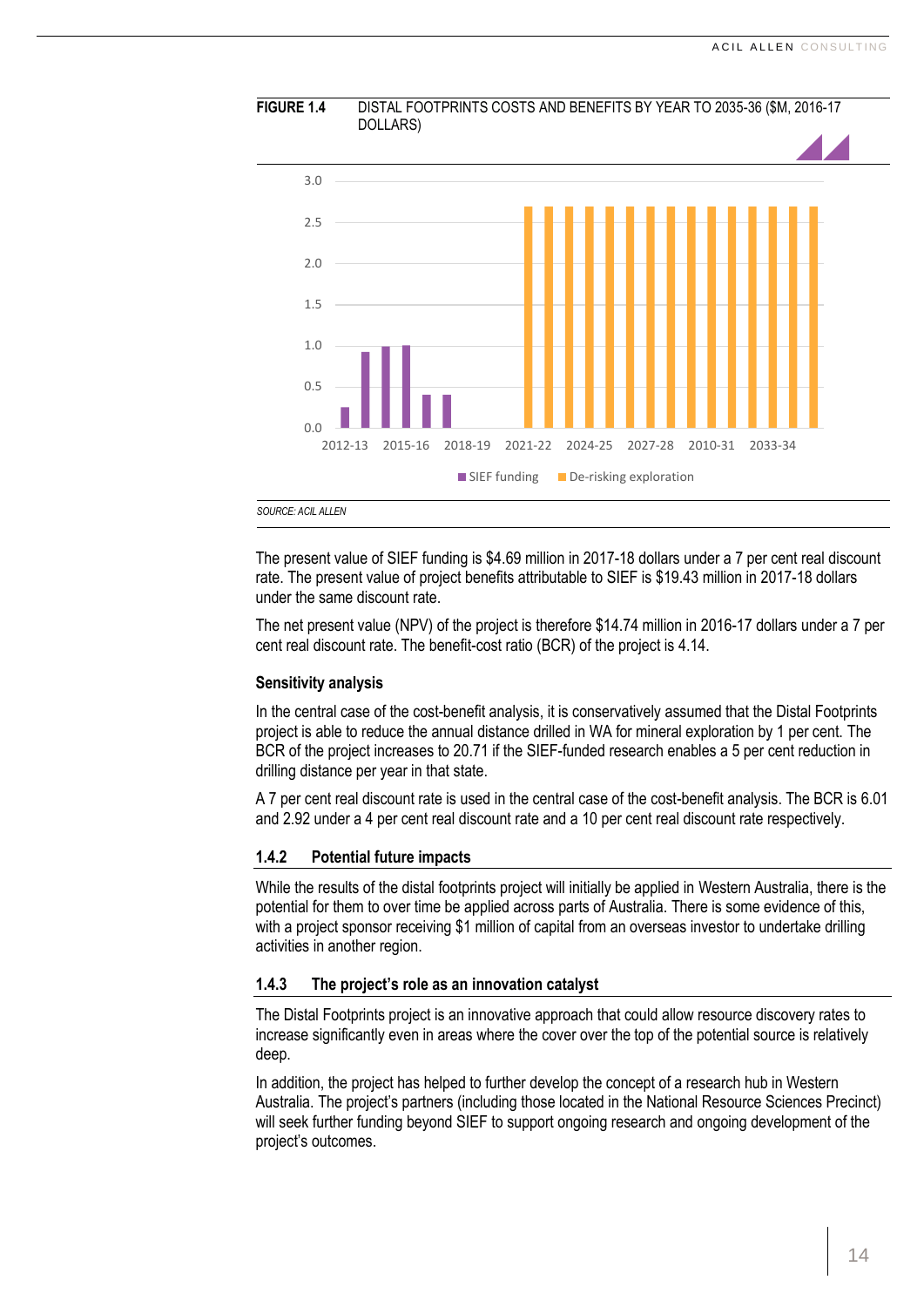**FIGURE 1.4** DISTAL FOOTPRINTS COSTS AND BENEFITS BY YEAR TO 2035-36 ($M, 2016-17 DOLLARS)

*SOURCE: ACIL ALLEN*

The present value of SIEF funding is $4.69 million in 2017-18 dollars under a 7 per cent real discount rate. The present value of project benefits attributable to SIEF is $19.43 million in 2017-18 dollars under the same discount rate.

The net present value (NPV) of the project is therefore $14.74 million in 2016-17 dollars under a 7 per cent real discount rate. The benefit-cost ratio (BCR) of the project is 4.14.

#### Sensitivity analysis

In the central case of the cost-benefit analysis, it is conservatively assumed that the Distal Footprints project is able to reduce the annual distance drilled in WA for mineral exploration by 1 per cent. The BCR of the project increases to 20.71 if the SIEF-funded research enables a 5 per cent reduction in drilling distance per year in that state.

A 7 per cent real discount rate is used in the central case of the cost-benefit analysis. The BCR is 6.01 and 2.92 under a 4 per cent real discount rate and a 10 per cent real discount rate respectively.

### 1.4.2 Potential future impacts

While the results of the distal footprints project will initially be applied in Western Australia, there is the potential for them to over time be applied across parts of Australia. There is some evidence of this, with a project sponsor receiving $1 million of capital from an overseas investor to undertake drilling activities in another region.

### 1.4.3 The project's role as an innovation catalyst

The Distal Footprints project is an innovative approach that could allow resource discovery rates to increase significantly even in areas where the cover over the top of the potential source is relatively deep.

In addition, the project has helped to further develop the concept of a research hub in Western Australia. The project's partners (including those located in the National Resource Sciences Precinct) will seek further funding beyond SIEF to support ongoing research and ongoing development of the project's outcomes.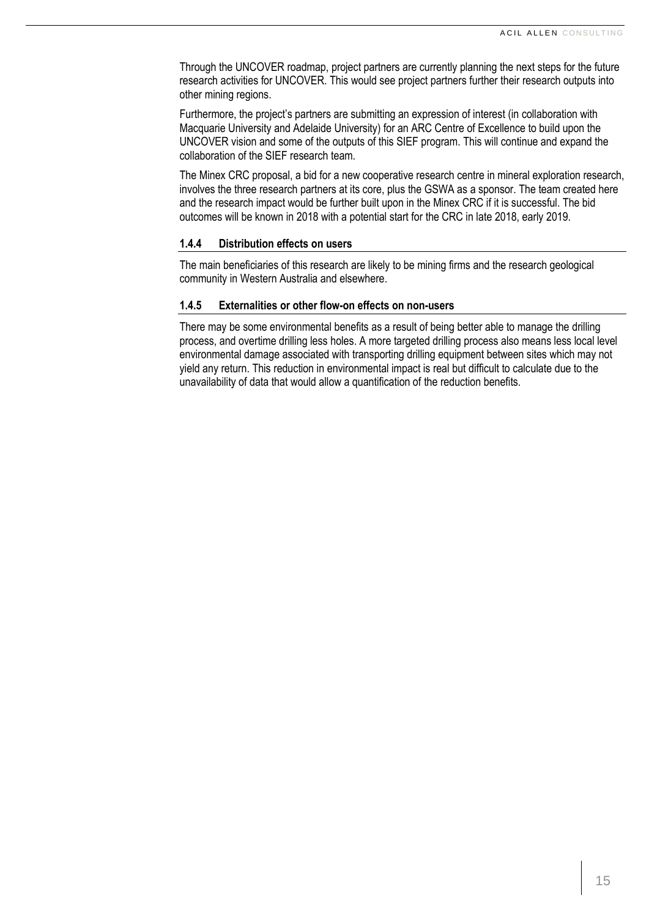Through the UNCOVER roadmap, project partners are currently planning the next steps for the future research activities for UNCOVER. This would see project partners further their research outputs into other mining regions.

Furthermore, the project's partners are submitting an expression of interest (in collaboration with Macquarie University and Adelaide University) for an ARC Centre of Excellence to build upon the UNCOVER vision and some of the outputs of this SIEF program. This will continue and expand the collaboration of the SIEF research team.

The Minex CRC proposal, a bid for a new cooperative research centre in mineral exploration research, involves the three research partners at its core, plus the GSWA as a sponsor. The team created here and the research impact would be further built upon in the Minex CRC if it is successful. The bid outcomes will be known in 2018 with a potential start for the CRC in late 2018, early 2019.

### 1.4.4 Distribution effects on users

The main beneficiaries of this research are likely to be mining firms and the research geological community in Western Australia and elsewhere.

### 1.4.5 Externalities or other flow-on effects on non-users

There may be some environmental benefits as a result of being better able to manage the drilling process, and overtime drilling less holes. A more targeted drilling process also means less local level environmental damage associated with transporting drilling equipment between sites which may not yield any return. This reduction in environmental impact is real but difficult to calculate due to the unavailability of data that would allow a quantification of the reduction benefits.